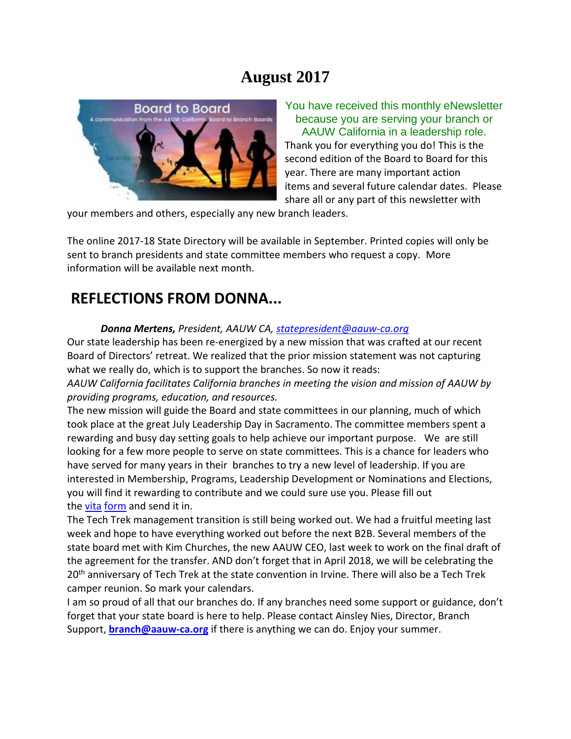# August 2017

You have received this monthly eNewsletter because you are serving your branch or AAUW California in a leadership role.

Thank you for everything you do! This is the second edition of the Board to Board for this year. There are many important action items and several future calendar dates. Please share all or any part of this newsletter with your members and others, especially any new branch leaders.

The online 2017-18 State Directory will be available in September. Printed copies will only be sent to branch presidents and state committee members who request a copy. More information will be available next month.

## REFLECTIONS FROM DONNA...

***Donna Mertens,*** *President, AAUW CA, statepresident@aauw-ca.org*

Our state leadership has been re-energized by a new mission that was crafted at our recent Board of Directors' retreat. We realized that the prior mission statement was not capturing what we really do, which is to support the branches. So now it reads:

*AAUW California facilitates California branches in meeting the vision and mission of AAUW by providing programs, education, and resources.*

The new mission will guide the Board and state committees in our planning, much of which took place at the great July Leadership Day in Sacramento. The committee members spent a rewarding and busy day setting goals to help achieve our important purpose. We are still looking for a few more people to serve on state committees. This is a chance for leaders who have served for many years in their branches to try a new level of leadership. If you are interested in Membership, Programs, Leadership Development or Nominations and Elections, you will find it rewarding to contribute and we could sure use you. Please fill out the vita form and send it in.

The Tech Trek management transition is still being worked out. We had a fruitful meeting last week and hope to have everything worked out before the next B2B. Several members of the state board met with Kim Churches, the new AAUW CEO, last week to work on the final draft of the agreement for the transfer. AND don't forget that in April 2018, we will be celebrating the 20th anniversary of Tech Trek at the state convention in Irvine. There will also be a Tech Trek camper reunion. So mark your calendars.

I am so proud of all that our branches do. If any branches need some support or guidance, don't forget that your state board is here to help. Please contact Ainsley Nies, Director, Branch Support, **branch@aauw-ca.org** if there is anything we can do. Enjoy your summer.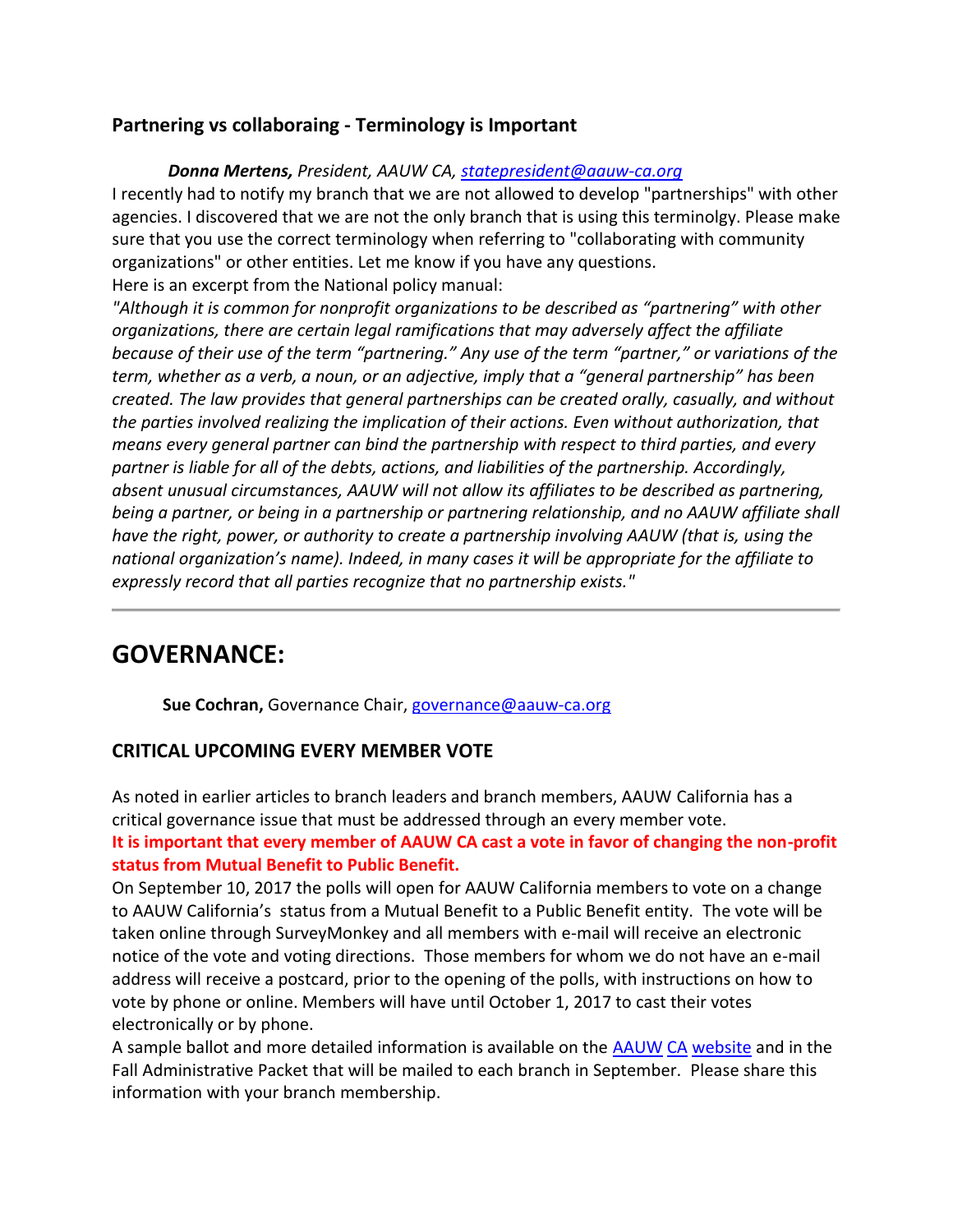### Partnering vs collaboraing - Terminology is Important

***Donna Mertens,*** *President, AAUW CA, statepresident@aauw-ca.org*

I recently had to notify my branch that we are not allowed to develop "partnerships" with other agencies. I discovered that we are not the only branch that is using this terminolgy. Please make sure that you use the correct terminology when referring to "collaborating with community organizations" or other entities. Let me know if you have any questions.

Here is an excerpt from the National policy manual:

*"Although it is common for nonprofit organizations to be described as "partnering" with other organizations, there are certain legal ramifications that may adversely affect the affiliate because of their use of the term "partnering." Any use of the term "partner," or variations of the term, whether as a verb, a noun, or an adjective, imply that a "general partnership" has been created. The law provides that general partnerships can be created orally, casually, and without the parties involved realizing the implication of their actions. Even without authorization, that means every general partner can bind the partnership with respect to third parties, and every partner is liable for all of the debts, actions, and liabilities of the partnership. Accordingly, absent unusual circumstances, AAUW will not allow its affiliates to be described as partnering, being a partner, or being in a partnership or partnering relationship, and no AAUW affiliate shall have the right, power, or authority to create a partnership involving AAUW (that is, using the national organization's name). Indeed, in many cases it will be appropriate for the affiliate to expressly record that all parties recognize that no partnership exists."*

---

## GOVERNANCE:

**Sue Cochran,** Governance Chair, governance@aauw-ca.org

### CRITICAL UPCOMING EVERY MEMBER VOTE

As noted in earlier articles to branch leaders and branch members, AAUW California has a critical governance issue that must be addressed through an every member vote.

**It is important that every member of AAUW CA cast a vote in favor of changing the non-profit status from Mutual Benefit to Public Benefit.**

On September 10, 2017 the polls will open for AAUW California members to vote on a change to AAUW California's status from a Mutual Benefit to a Public Benefit entity. The vote will be taken online through SurveyMonkey and all members with e-mail will receive an electronic notice of the vote and voting directions. Those members for whom we do not have an e-mail address will receive a postcard, prior to the opening of the polls, with instructions on how to vote by phone or online. Members will have until October 1, 2017 to cast their votes electronically or by phone.

A sample ballot and more detailed information is available on the AAUW CA website and in the Fall Administrative Packet that will be mailed to each branch in September. Please share this information with your branch membership.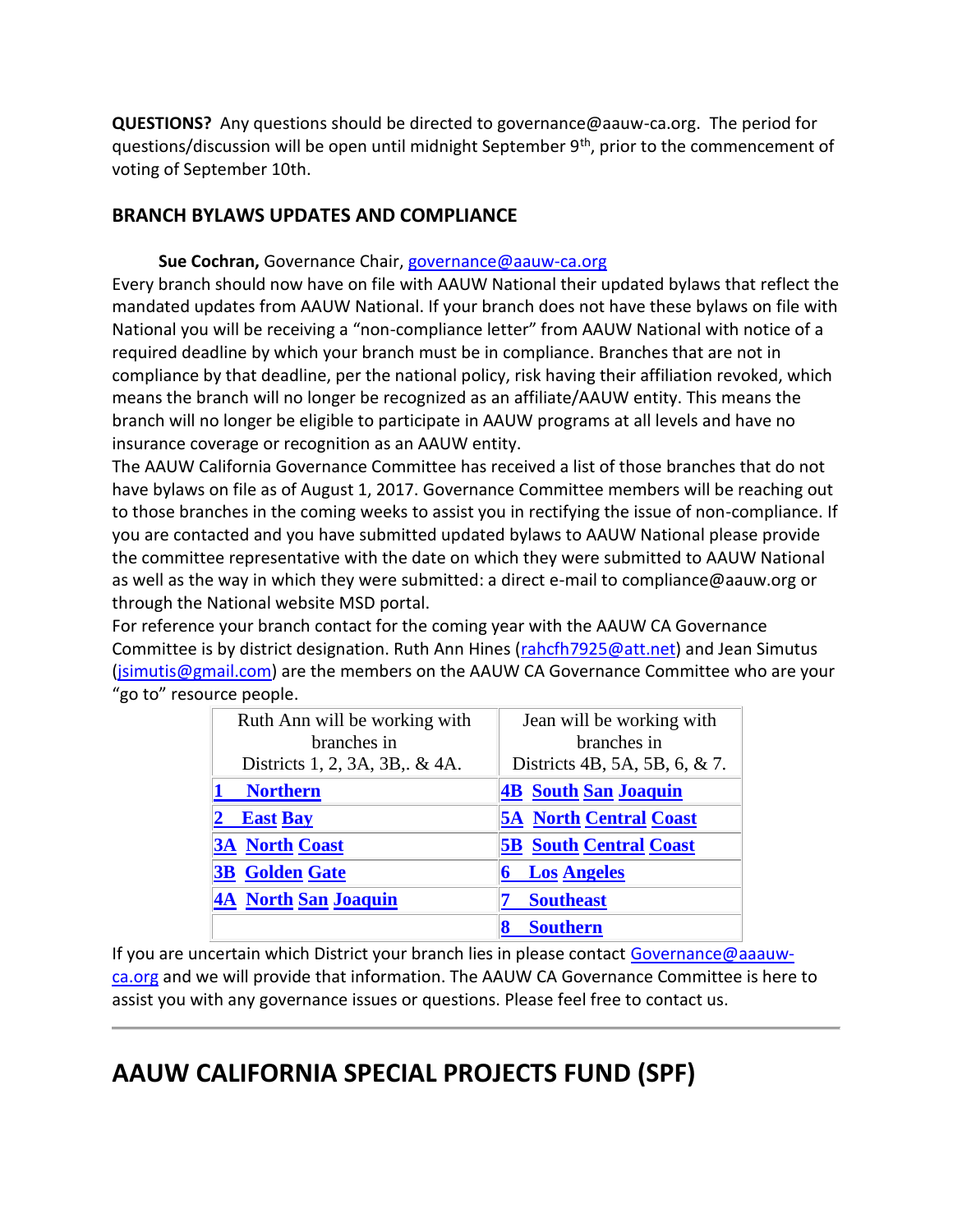**QUESTIONS?** Any questions should be directed to governance@aauw-ca.org. The period for questions/discussion will be open until midnight September 9th, prior to the commencement of voting of September 10th.

### BRANCH BYLAWS UPDATES AND COMPLIANCE

**Sue Cochran,** Governance Chair, governance@aauw-ca.org

Every branch should now have on file with AAUW National their updated bylaws that reflect the mandated updates from AAUW National. If your branch does not have these bylaws on file with National you will be receiving a "non-compliance letter" from AAUW National with notice of a required deadline by which your branch must be in compliance. Branches that are not in compliance by that deadline, per the national policy, risk having their affiliation revoked, which means the branch will no longer be recognized as an affiliate/AAUW entity. This means the branch will no longer be eligible to participate in AAUW programs at all levels and have no insurance coverage or recognition as an AAUW entity.

The AAUW California Governance Committee has received a list of those branches that do not have bylaws on file as of August 1, 2017. Governance Committee members will be reaching out to those branches in the coming weeks to assist you in rectifying the issue of non-compliance. If you are contacted and you have submitted updated bylaws to AAUW National please provide the committee representative with the date on which they were submitted to AAUW National as well as the way in which they were submitted: a direct e-mail to compliance@aauw.org or through the National website MSD portal.

For reference your branch contact for the coming year with the AAUW CA Governance Committee is by district designation. Ruth Ann Hines (rahcfh7925@att.net) and Jean Simutus (jsimutis@gmail.com) are the members on the AAUW CA Governance Committee who are your "go to" resource people.

| Ruth Ann will be working with branches in Districts 1, 2, 3A, 3B,. & 4A. | Jean will be working with branches in Districts 4B, 5A, 5B, 6, & 7. |
|---|---|
| **1 Northern** | **4B South San Joaquin** |
| **2 East Bay** | **5A North Central Coast** |
| **3A North Coast** | **5B South Central Coast** |
| **3B Golden Gate** | **6 Los Angeles** |
| **4A North San Joaquin** | **7 Southeast** |
| | **8 Southern** |

If you are uncertain which District your branch lies in please contact Governance@aaauw-ca.org and we will provide that information. The AAUW CA Governance Committee is here to assist you with any governance issues or questions. Please feel free to contact us.

---

## AAUW CALIFORNIA SPECIAL PROJECTS FUND (SPF)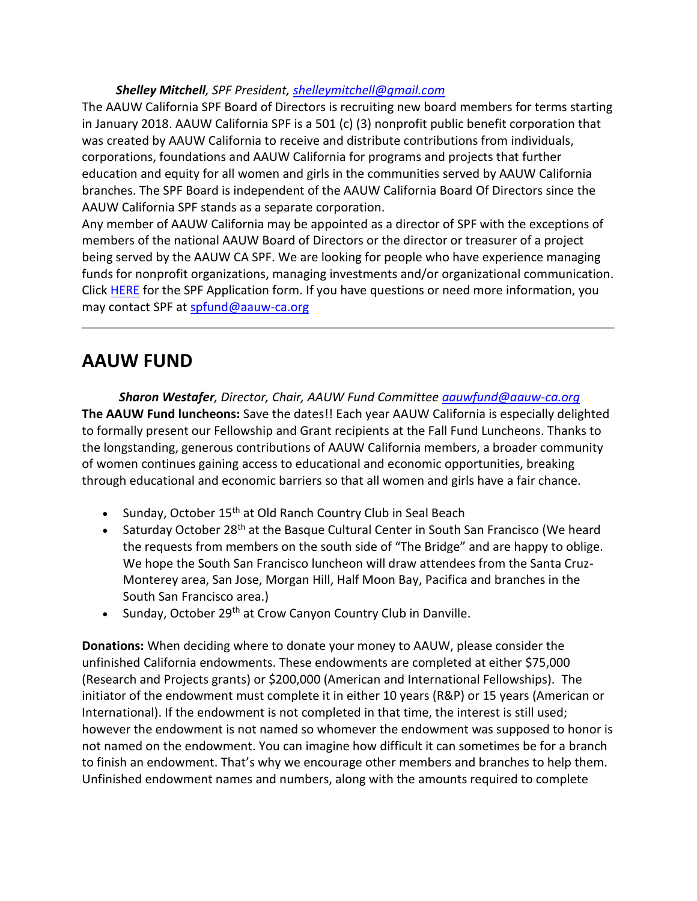***Shelley Mitchell****, SPF President, shelleymitchell@gmail.com*

The AAUW California SPF Board of Directors is recruiting new board members for terms starting in January 2018. AAUW California SPF is a 501 (c) (3) nonprofit public benefit corporation that was created by AAUW California to receive and distribute contributions from individuals, corporations, foundations and AAUW California for programs and projects that further education and equity for all women and girls in the communities served by AAUW California branches. The SPF Board is independent of the AAUW California Board Of Directors since the AAUW California SPF stands as a separate corporation.

Any member of AAUW California may be appointed as a director of SPF with the exceptions of members of the national AAUW Board of Directors or the director or treasurer of a project being served by the AAUW CA SPF. We are looking for people who have experience managing funds for nonprofit organizations, managing investments and/or organizational communication. Click HERE for the SPF Application form. If you have questions or need more information, you may contact SPF at spfund@aauw-ca.org

---

## AAUW FUND

***Sharon Westafer****, Director, Chair, AAUW Fund Committee aauwfund@aauw-ca.org*

**The AAUW Fund luncheons:** Save the dates!! Each year AAUW California is especially delighted to formally present our Fellowship and Grant recipients at the Fall Fund Luncheons. Thanks to the longstanding, generous contributions of AAUW California members, a broader community of women continues gaining access to educational and economic opportunities, breaking through educational and economic barriers so that all women and girls have a fair chance.

- Sunday, October 15th at Old Ranch Country Club in Seal Beach
- Saturday October 28th at the Basque Cultural Center in South San Francisco (We heard the requests from members on the south side of "The Bridge" and are happy to oblige. We hope the South San Francisco luncheon will draw attendees from the Santa Cruz-Monterey area, San Jose, Morgan Hill, Half Moon Bay, Pacifica and branches in the South San Francisco area.)
- Sunday, October 29th at Crow Canyon Country Club in Danville.

**Donations:** When deciding where to donate your money to AAUW, please consider the unfinished California endowments. These endowments are completed at either $75,000 (Research and Projects grants) or $200,000 (American and International Fellowships). The initiator of the endowment must complete it in either 10 years (R&P) or 15 years (American or International). If the endowment is not completed in that time, the interest is still used; however the endowment is not named so whomever the endowment was supposed to honor is not named on the endowment. You can imagine how difficult it can sometimes be for a branch to finish an endowment. That's why we encourage other members and branches to help them. Unfinished endowment names and numbers, along with the amounts required to complete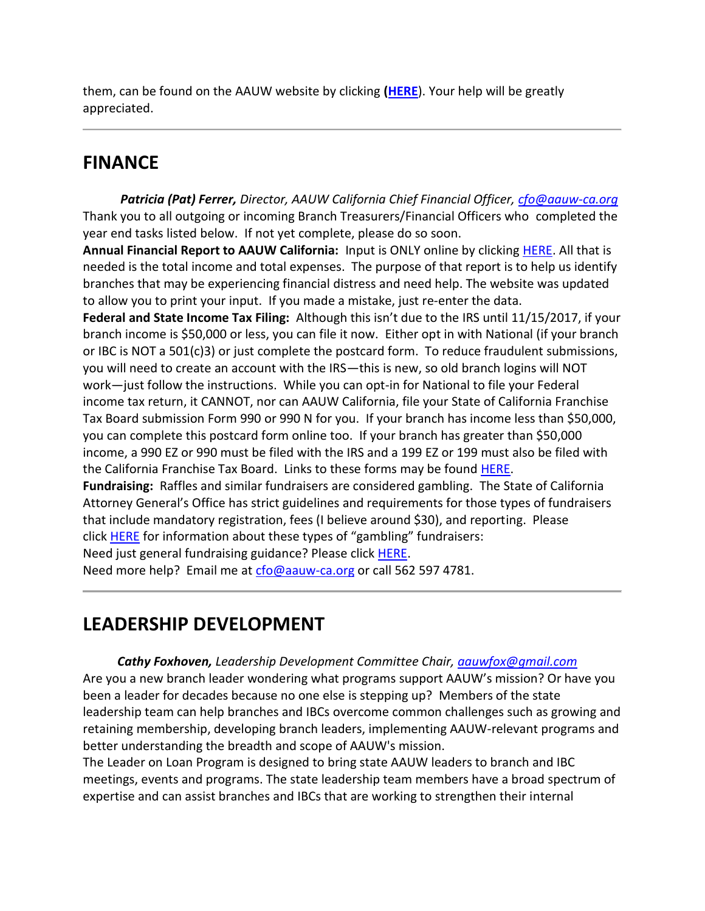them, can be found on the AAUW website by clicking (**HERE**). Your help will be greatly appreciated.

---

## FINANCE

***Patricia (Pat) Ferrer,*** *Director, AAUW California Chief Financial Officer, cfo@aauw-ca.org*

Thank you to all outgoing or incoming Branch Treasurers/Financial Officers who completed the year end tasks listed below. If not yet complete, please do so soon.

**Annual Financial Report to AAUW California:** Input is ONLY online by clicking HERE. All that is needed is the total income and total expenses. The purpose of that report is to help us identify branches that may be experiencing financial distress and need help. The website was updated to allow you to print your input. If you made a mistake, just re-enter the data.

**Federal and State Income Tax Filing:** Although this isn't due to the IRS until 11/15/2017, if your branch income is $50,000 or less, you can file it now. Either opt in with National (if your branch or IBC is NOT a 501(c)3) or just complete the postcard form. To reduce fraudulent submissions, you will need to create an account with the IRS—this is new, so old branch logins will NOT work—just follow the instructions. While you can opt-in for National to file your Federal income tax return, it CANNOT, nor can AAUW California, file your State of California Franchise Tax Board submission Form 990 or 990 N for you. If your branch has income less than $50,000, you can complete this postcard form online too. If your branch has greater than $50,000 income, a 990 EZ or 990 must be filed with the IRS and a 199 EZ or 199 must also be filed with the California Franchise Tax Board. Links to these forms may be found HERE.

**Fundraising:** Raffles and similar fundraisers are considered gambling. The State of California Attorney General's Office has strict guidelines and requirements for those types of fundraisers that include mandatory registration, fees (I believe around $30), and reporting. Please click HERE for information about these types of "gambling" fundraisers:

Need just general fundraising guidance? Please click HERE.

Need more help? Email me at cfo@aauw-ca.org or call 562 597 4781.

---

## LEADERSHIP DEVELOPMENT

***Cathy Foxhoven,*** *Leadership Development Committee Chair, aauwfox@gmail.com*

Are you a new branch leader wondering what programs support AAUW's mission? Or have you been a leader for decades because no one else is stepping up? Members of the state leadership team can help branches and IBCs overcome common challenges such as growing and retaining membership, developing branch leaders, implementing AAUW-relevant programs and better understanding the breadth and scope of AAUW's mission.

The Leader on Loan Program is designed to bring state AAUW leaders to branch and IBC meetings, events and programs. The state leadership team members have a broad spectrum of expertise and can assist branches and IBCs that are working to strengthen their internal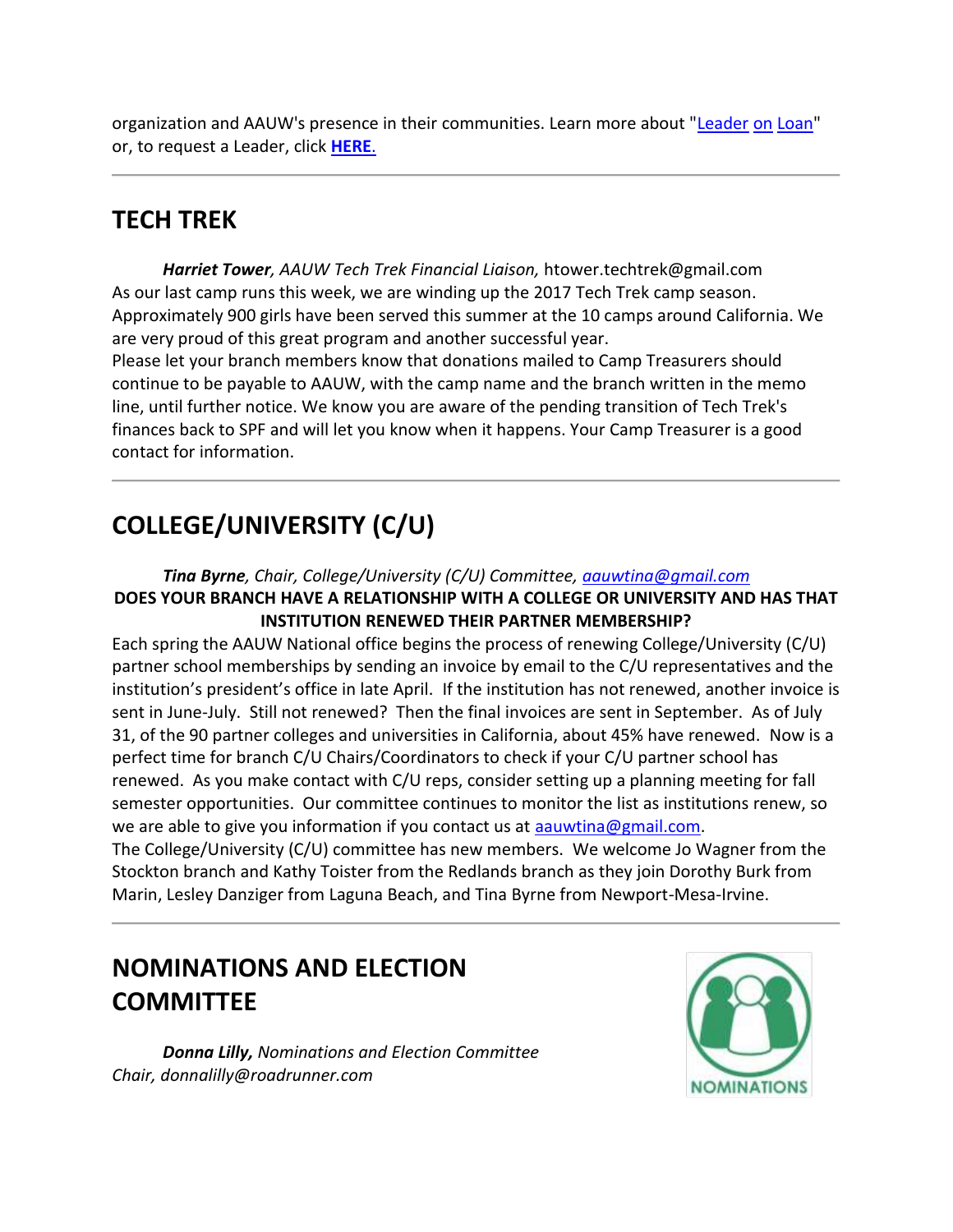organization and AAUW's presence in their communities. Learn more about "Leader on Loan" or, to request a Leader, click **HERE**.

## TECH TREK

***Harriet Tower**, AAUW Tech Trek Financial Liaison,* htower.techtrek@gmail.com

As our last camp runs this week, we are winding up the 2017 Tech Trek camp season. Approximately 900 girls have been served this summer at the 10 camps around California. We are very proud of this great program and another successful year.

Please let your branch members know that donations mailed to Camp Treasurers should continue to be payable to AAUW, with the camp name and the branch written in the memo line, until further notice. We know you are aware of the pending transition of Tech Trek's finances back to SPF and will let you know when it happens. Your Camp Treasurer is a good contact for information.

## COLLEGE/UNIVERSITY (C/U)

***Tina Byrne**, Chair, College/University (C/U) Committee, aauwtina@gmail.com*

**DOES YOUR BRANCH HAVE A RELATIONSHIP WITH A COLLEGE OR UNIVERSITY AND HAS THAT INSTITUTION RENEWED THEIR PARTNER MEMBERSHIP?**

Each spring the AAUW National office begins the process of renewing College/University (C/U) partner school memberships by sending an invoice by email to the C/U representatives and the institution's president's office in late April. If the institution has not renewed, another invoice is sent in June-July. Still not renewed? Then the final invoices are sent in September. As of July 31, of the 90 partner colleges and universities in California, about 45% have renewed. Now is a perfect time for branch C/U Chairs/Coordinators to check if your C/U partner school has renewed. As you make contact with C/U reps, consider setting up a planning meeting for fall semester opportunities. Our committee continues to monitor the list as institutions renew, so we are able to give you information if you contact us at aauwtina@gmail.com.

The College/University (C/U) committee has new members. We welcome Jo Wagner from the Stockton branch and Kathy Toister from the Redlands branch as they join Dorothy Burk from Marin, Lesley Danziger from Laguna Beach, and Tina Byrne from Newport-Mesa-Irvine.

## NOMINATIONS AND ELECTION COMMITTEE

***Donna Lilly,** Nominations and Election Committee Chair, donnalilly@roadrunner.com*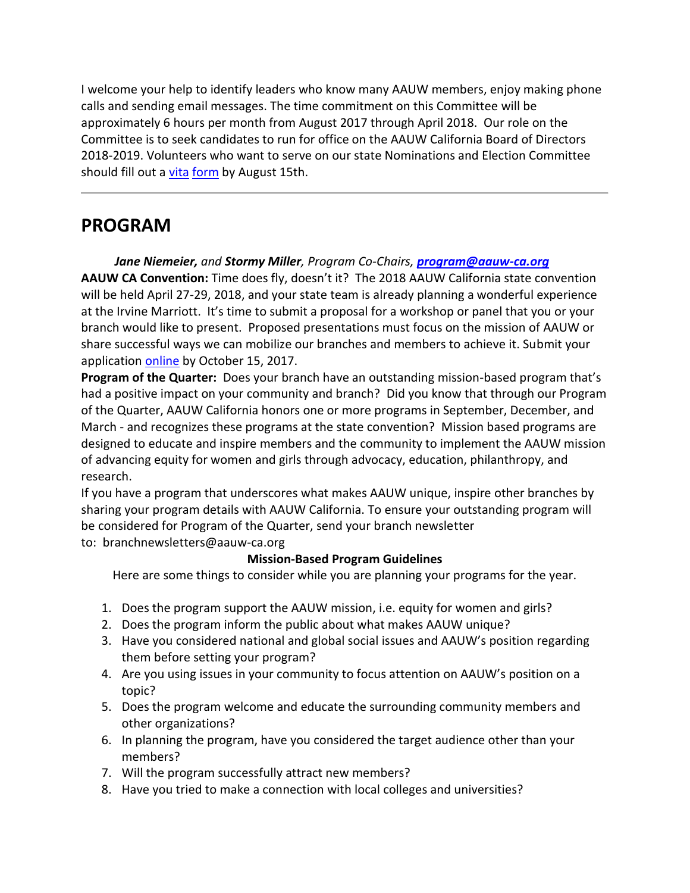I welcome your help to identify leaders who know many AAUW members, enjoy making phone calls and sending email messages. The time commitment on this Committee will be approximately 6 hours per month from August 2017 through April 2018. Our role on the Committee is to seek candidates to run for office on the AAUW California Board of Directors 2018-2019. Volunteers who want to serve on our state Nominations and Election Committee should fill out a vita form by August 15th.

---

## PROGRAM

***Jane Niemeier,*** *and* ***Stormy Miller****, Program Co-Chairs,* ***program@aauw-ca.org***

**AAUW CA Convention:** Time does fly, doesn't it? The 2018 AAUW California state convention will be held April 27-29, 2018, and your state team is already planning a wonderful experience at the Irvine Marriott. It's time to submit a proposal for a workshop or panel that you or your branch would like to present. Proposed presentations must focus on the mission of AAUW or share successful ways we can mobilize our branches and members to achieve it. Submit your application online by October 15, 2017.

**Program of the Quarter:** Does your branch have an outstanding mission-based program that's had a positive impact on your community and branch? Did you know that through our Program of the Quarter, AAUW California honors one or more programs in September, December, and March - and recognizes these programs at the state convention? Mission based programs are designed to educate and inspire members and the community to implement the AAUW mission of advancing equity for women and girls through advocacy, education, philanthropy, and research.

If you have a program that underscores what makes AAUW unique, inspire other branches by sharing your program details with AAUW California. To ensure your outstanding program will be considered for Program of the Quarter, send your branch newsletter to: branchnewsletters@aauw-ca.org

**Mission-Based Program Guidelines**

Here are some things to consider while you are planning your programs for the year.

1. Does the program support the AAUW mission, i.e. equity for women and girls?
2. Does the program inform the public about what makes AAUW unique?
3. Have you considered national and global social issues and AAUW's position regarding them before setting your program?
4. Are you using issues in your community to focus attention on AAUW's position on a topic?
5. Does the program welcome and educate the surrounding community members and other organizations?
6. In planning the program, have you considered the target audience other than your members?
7. Will the program successfully attract new members?
8. Have you tried to make a connection with local colleges and universities?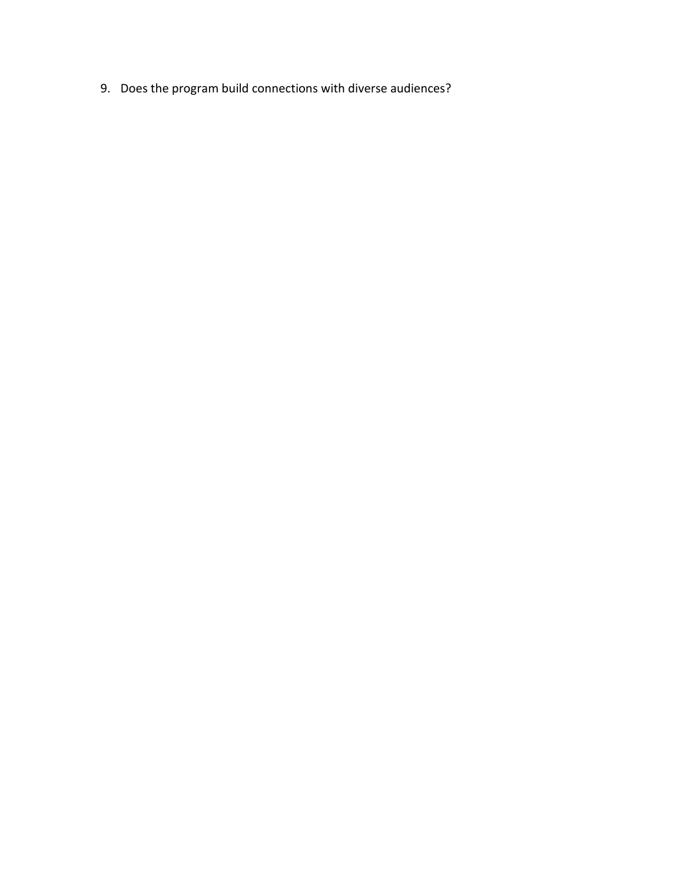9. Does the program build connections with diverse audiences?